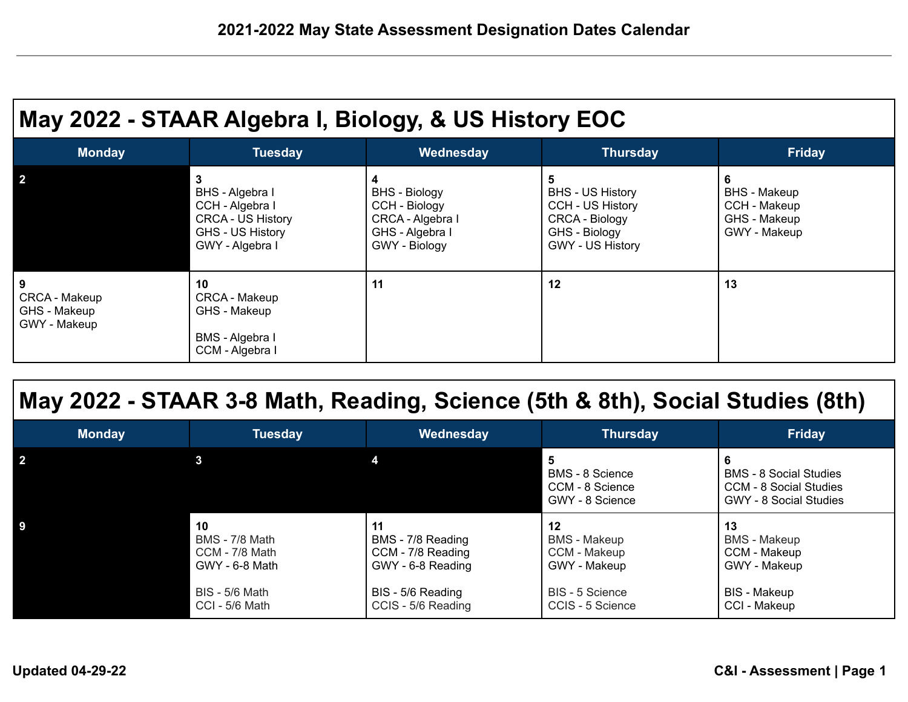# 2021-2022 May State Assessment Designation Dates Calendar

## May 2022 - STAAR Algebra I, Biology, & US History EOC

| Monday | Tuesday | Wednesday | Thursday | Friday |
|---|---|---|---|---|
| **2** | **3**<br>BHS - Algebra I<br>CCH - Algebra I<br>CRCA - US History<br>GHS - US History<br>GWY - Algebra I | **4**<br>BHS - Biology<br>CCH - Biology<br>CRCA - Algebra I<br>GHS - Algebra I<br>GWY - Biology | **5**<br>BHS - US History<br>CCH - US History<br>CRCA - Biology<br>GHS - Biology<br>GWY - US History | **6**<br>BHS - Makeup<br>CCH - Makeup<br>GHS - Makeup<br>GWY - Makeup |
| **9**<br>CRCA - Makeup<br>GHS - Makeup<br>GWY - Makeup | **10**<br>CRCA - Makeup<br>GHS - Makeup<br><br>BMS - Algebra I<br>CCM - Algebra I | **11** | **12** | **13** |

## May 2022 - STAAR 3-8 Math, Reading, Science (5th & 8th), Social Studies (8th)

| Monday | Tuesday | Wednesday | Thursday | Friday |
|---|---|---|---|---|
| **2** | **3** | **4** | **5**<br>BMS - 8 Science<br>CCM - 8 Science<br>GWY - 8 Science | **6**<br>BMS - 8 Social Studies<br>CCM - 8 Social Studies<br>GWY - 8 Social Studies |
| **9** | **10**<br>BMS - 7/8 Math<br>CCM - 7/8 Math<br>GWY - 6-8 Math<br><br>BIS - 5/6 Math<br>CCI - 5/6 Math | **11**<br>BMS - 7/8 Reading<br>CCM - 7/8 Reading<br>GWY - 6-8 Reading<br><br>BIS - 5/6 Reading<br>CCIS - 5/6 Reading | **12**<br>BMS - Makeup<br>CCM - Makeup<br>GWY - Makeup<br><br>BIS - 5 Science<br>CCIS - 5 Science | **13**<br>BMS - Makeup<br>CCM - Makeup<br>GWY - Makeup<br><br>BIS - Makeup<br>CCI - Makeup |

**Updated 04-29-22**

**C&I - Assessment**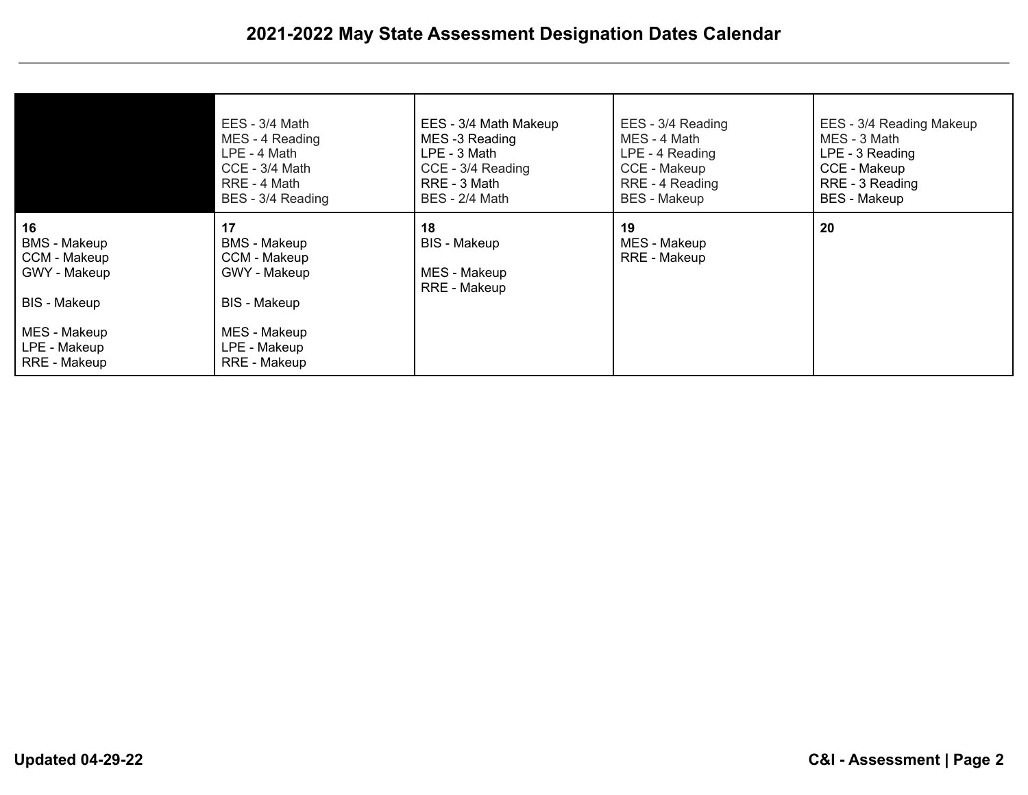# 2021-2022 May State Assessment Designation Dates Calendar

| | | | | |
|---|---|---|---|---|
| | EES - 3/4 Math<br>MES - 4 Reading<br>LPE - 4 Math<br>CCE - 3/4 Math<br>RRE - 4 Math<br>BES - 3/4 Reading | EES - 3/4 Math Makeup<br>MES -3 Reading<br>LPE - 3 Math<br>CCE - 3/4 Reading<br>RRE - 3 Math<br>BES - 2/4 Math | EES - 3/4 Reading<br>MES - 4 Math<br>LPE - 4 Reading<br>CCE - Makeup<br>RRE - 4 Reading<br>BES - Makeup | EES - 3/4 Reading Makeup<br>MES - 3 Math<br>LPE - 3 Reading<br>CCE - Makeup<br>RRE - 3 Reading<br>BES - Makeup |
| **16**<br>BMS - Makeup<br>CCM - Makeup<br>GWY - Makeup<br><br>BIS - Makeup<br><br>MES - Makeup<br>LPE - Makeup<br>RRE - Makeup | **17**<br>BMS - Makeup<br>CCM - Makeup<br>GWY - Makeup<br><br>BIS - Makeup<br><br>MES - Makeup<br>LPE - Makeup<br>RRE - Makeup | **18**<br>BIS - Makeup<br><br>MES - Makeup<br>RRE - Makeup | **19**<br>MES - Makeup<br>RRE - Makeup | **20** |

**Updated 04-29-22**

**C&I - Assessment**